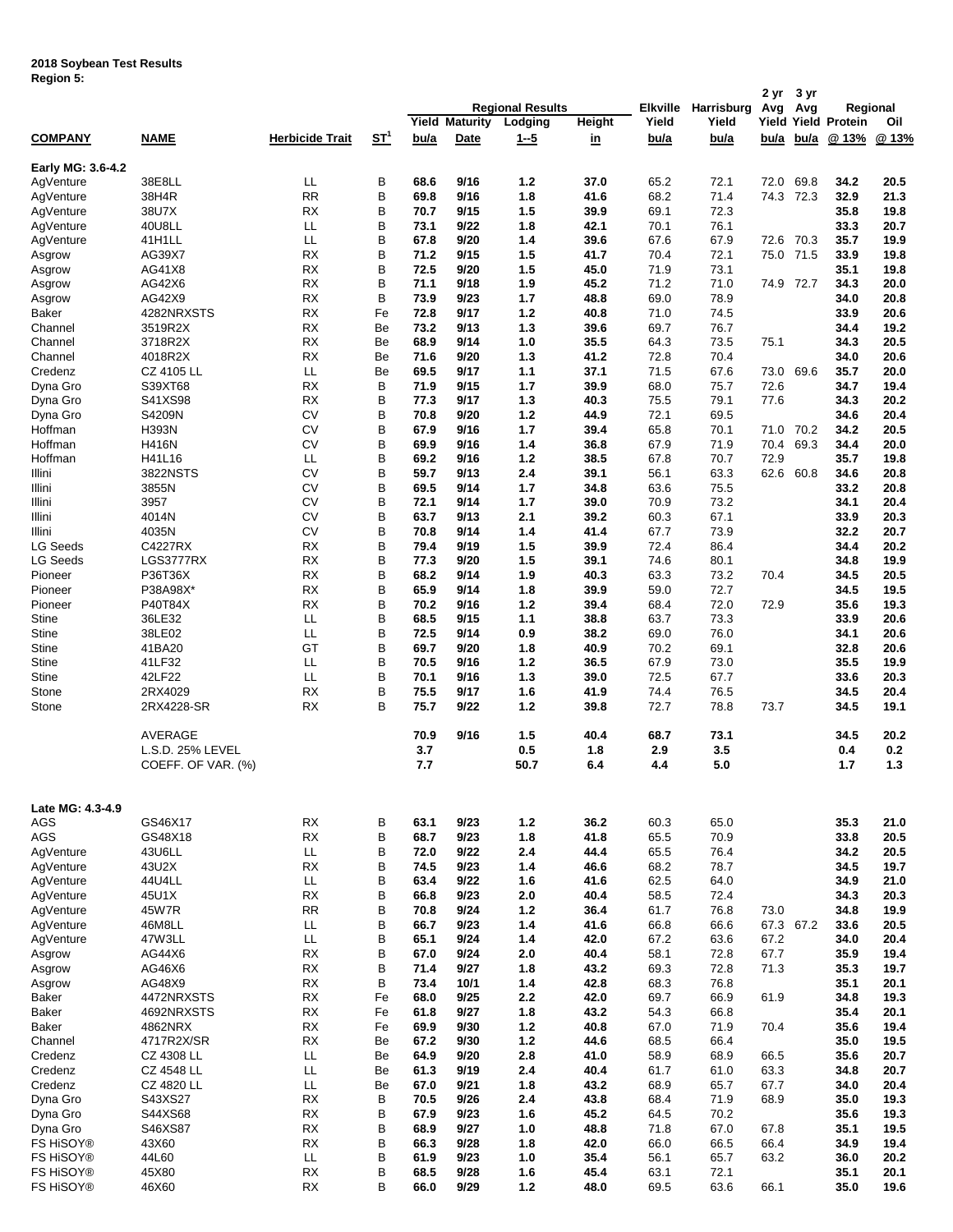**2018 Soybean Test Results**
**Region 5:**

| COMPANY | NAME | Herbicide Trait | ST[1] | Regional Results Yield bu/a | Regional Results Maturity Date | Regional Results Lodging 1--5 | Regional Results Height in | Elkville Yield bu/a | Harrisburg Yield bu/a | 2 yr Avg Yield bu/a | 3 yr Avg Yield bu/a | Regional Protein @ 13% | Regional Oil @ 13% |
|---|---|---|---|---|---|---|---|---|---|---|---|---|---|
| **Early MG: 3.6-4.2** | | | | | | | | | | | | | |
| AgVenture | 38E8LL | LL | B | **68.6** | **9/16** | **1.2** | **37.0** | 65.2 | 72.1 | 72.0 | 69.8 | **34.2** | **20.5** |
| AgVenture | 38H4R | RR | B | **69.8** | **9/16** | **1.8** | **41.6** | 68.2 | 71.4 | 74.3 | 72.3 | **32.9** | **21.3** |
| AgVenture | 38U7X | RX | B | **70.7** | **9/15** | **1.5** | **39.9** | 69.1 | 72.3 | | | **35.8** | **19.8** |
| AgVenture | 40U8LL | LL | B | **73.1** | **9/22** | **1.8** | **42.1** | 70.1 | 76.1 | | | **33.3** | **20.7** |
| AgVenture | 41H1LL | LL | B | **67.8** | **9/20** | **1.4** | **39.6** | 67.6 | 67.9 | 72.6 | 70.3 | **35.7** | **19.9** |
| Asgrow | AG39X7 | RX | B | **71.2** | **9/15** | **1.5** | **41.7** | 70.4 | 72.1 | 75.0 | 71.5 | **33.9** | **19.8** |
| Asgrow | AG41X8 | RX | B | **72.5** | **9/20** | **1.5** | **45.0** | 71.9 | 73.1 | | | **35.1** | **19.8** |
| Asgrow | AG42X6 | RX | B | **71.1** | **9/18** | **1.9** | **45.2** | 71.2 | 71.0 | 74.9 | 72.7 | **34.3** | **20.0** |
| Asgrow | AG42X9 | RX | B | **73.9** | **9/23** | **1.7** | **48.8** | 69.0 | 78.9 | | | **34.0** | **20.8** |
| Baker | 4282NRXSTS | RX | Fe | **72.8** | **9/17** | **1.2** | **40.8** | 71.0 | 74.5 | | | **33.9** | **20.6** |
| Channel | 3519R2X | RX | Be | **73.2** | **9/13** | **1.3** | **39.6** | 69.7 | 76.7 | | | **34.4** | **19.2** |
| Channel | 3718R2X | RX | Be | **68.9** | **9/14** | **1.0** | **35.5** | 64.3 | 73.5 | 75.1 | | **34.3** | **20.5** |
| Channel | 4018R2X | RX | Be | **71.6** | **9/20** | **1.3** | **41.2** | 72.8 | 70.4 | | | **34.0** | **20.6** |
| Credenz | CZ 4105 LL | LL | Be | **69.5** | **9/17** | **1.1** | **37.1** | 71.5 | 67.6 | 73.0 | 69.6 | **35.7** | **20.0** |
| Dyna Gro | S39XT68 | RX | B | **71.9** | **9/15** | **1.7** | **39.9** | 68.0 | 75.7 | 72.6 | | **34.7** | **19.4** |
| Dyna Gro | S41XS98 | RX | B | **77.3** | **9/17** | **1.3** | **40.3** | 75.5 | 79.1 | 77.6 | | **34.3** | **20.2** |
| Dyna Gro | S4209N | CV | B | **70.8** | **9/20** | **1.2** | **44.9** | 72.1 | 69.5 | | | **34.6** | **20.4** |
| Hoffman | H393N | CV | B | **67.9** | **9/16** | **1.7** | **39.4** | 65.8 | 70.1 | 71.0 | 70.2 | **34.2** | **20.5** |
| Hoffman | H416N | CV | B | **69.9** | **9/16** | **1.4** | **36.8** | 67.9 | 71.9 | 70.4 | 69.3 | **34.4** | **20.0** |
| Hoffman | H41L16 | LL | B | **69.2** | **9/16** | **1.2** | **38.5** | 67.8 | 70.7 | 72.9 | | **35.7** | **19.8** |
| Illini | 3822NSTS | CV | B | **59.7** | **9/13** | **2.4** | **39.1** | 56.1 | 63.3 | 62.6 | 60.8 | **34.6** | **20.8** |
| Illini | 3855N | CV | B | **69.5** | **9/14** | **1.7** | **34.8** | 63.6 | 75.5 | | | **33.2** | **20.8** |
| Illini | 3957 | CV | B | **72.1** | **9/14** | **1.7** | **39.0** | 70.9 | 73.2 | | | **34.1** | **20.4** |
| Illini | 4014N | CV | B | **63.7** | **9/13** | **2.1** | **39.2** | 60.3 | 67.1 | | | **33.9** | **20.3** |
| Illini | 4035N | CV | B | **70.8** | **9/14** | **1.4** | **41.4** | 67.7 | 73.9 | | | **32.2** | **20.7** |
| LG Seeds | C4227RX | RX | B | **79.4** | **9/19** | **1.5** | **39.9** | 72.4 | 86.4 | | | **34.4** | **20.2** |
| LG Seeds | LGS3777RX | RX | B | **77.3** | **9/20** | **1.5** | **39.1** | 74.6 | 80.1 | | | **34.8** | **19.9** |
| Pioneer | P36T36X | RX | B | **68.2** | **9/14** | **1.9** | **40.3** | 63.3 | 73.2 | 70.4 | | **34.5** | **20.5** |
| Pioneer | P38A98X* | RX | B | **65.9** | **9/14** | **1.8** | **39.9** | 59.0 | 72.7 | | | **34.5** | **19.5** |
| Pioneer | P40T84X | RX | B | **70.2** | **9/16** | **1.2** | **39.4** | 68.4 | 72.0 | 72.9 | | **35.6** | **19.3** |
| Stine | 36LE32 | LL | B | **68.5** | **9/15** | **1.1** | **38.8** | 63.7 | 73.3 | | | **33.9** | **20.6** |
| Stine | 38LE02 | LL | B | **72.5** | **9/14** | **0.9** | **38.2** | 69.0 | 76.0 | | | **34.1** | **20.6** |
| Stine | 41BA20 | GT | B | **69.7** | **9/20** | **1.8** | **40.9** | 70.2 | 69.1 | | | **32.8** | **20.6** |
| Stine | 41LF32 | LL | B | **70.5** | **9/16** | **1.2** | **36.5** | 67.9 | 73.0 | | | **35.5** | **19.9** |
| Stine | 42LF22 | LL | B | **70.1** | **9/16** | **1.3** | **39.0** | 72.5 | 67.7 | | | **33.6** | **20.3** |
| Stone | 2RX4029 | RX | B | **75.5** | **9/17** | **1.6** | **41.9** | 74.4 | 76.5 | | | **34.5** | **20.4** |
| Stone | 2RX4228-SR | RX | B | **75.7** | **9/22** | **1.2** | **39.8** | 72.7 | 78.8 | 73.7 | | **34.5** | **19.1** |
| | AVERAGE | | | **70.9** | **9/16** | **1.5** | **40.4** | **68.7** | **73.1** | | | **34.5** | **20.2** |
| | L.S.D. 25% LEVEL | | | **3.7** | | **0.5** | **1.8** | **2.9** | **3.5** | | | **0.4** | **0.2** |
| | COEFF. OF VAR. (%) | | | **7.7** | | **50.7** | **6.4** | **4.4** | **5.0** | | | **1.7** | **1.3** |
| **Late MG: 4.3-4.9** | | | | | | | | | | | | | |
| AGS | GS46X17 | RX | B | **63.1** | **9/23** | **1.2** | **36.2** | 60.3 | 65.0 | | | **35.3** | **21.0** |
| AGS | GS48X18 | RX | B | **68.7** | **9/23** | **1.8** | **41.8** | 65.5 | 70.9 | | | **33.8** | **20.5** |
| AgVenture | 43U6LL | LL | B | **72.0** | **9/22** | **2.4** | **44.4** | 65.5 | 76.4 | | | **34.2** | **20.5** |
| AgVenture | 43U2X | RX | B | **74.5** | **9/23** | **1.4** | **46.6** | 68.2 | 78.7 | | | **34.5** | **19.7** |
| AgVenture | 44U4LL | LL | B | **63.4** | **9/22** | **1.6** | **41.6** | 62.5 | 64.0 | | | **34.9** | **21.0** |
| AgVenture | 45U1X | RX | B | **66.8** | **9/23** | **2.0** | **40.4** | 58.5 | 72.4 | | | **34.3** | **20.3** |
| AgVenture | 45W7R | RR | B | **70.8** | **9/24** | **1.2** | **36.4** | 61.7 | 76.8 | 73.0 | | **34.8** | **19.9** |
| AgVenture | 46M8LL | LL | B | **66.7** | **9/23** | **1.4** | **41.6** | 66.8 | 66.6 | 67.3 | 67.2 | **33.6** | **20.5** |
| AgVenture | 47W3LL | LL | B | **65.1** | **9/24** | **1.4** | **42.0** | 67.2 | 63.6 | 67.2 | | **34.0** | **20.4** |
| Asgrow | AG44X6 | RX | B | **67.0** | **9/24** | **2.0** | **40.4** | 58.1 | 72.8 | 67.7 | | **35.9** | **19.4** |
| Asgrow | AG46X6 | RX | B | **71.4** | **9/27** | **1.8** | **43.2** | 69.3 | 72.8 | 71.3 | | **35.3** | **19.7** |
| Asgrow | AG48X9 | RX | B | **73.4** | **10/1** | **1.4** | **42.8** | 68.3 | 76.8 | | | **35.1** | **20.1** |
| Baker | 4472NRXSTS | RX | Fe | **68.0** | **9/25** | **2.2** | **42.0** | 69.7 | 66.9 | 61.9 | | **34.8** | **19.3** |
| Baker | 4692NRXSTS | RX | Fe | **61.8** | **9/27** | **1.8** | **43.2** | 54.3 | 66.8 | | | **35.4** | **20.1** |
| Baker | 4862NRX | RX | Fe | **69.9** | **9/30** | **1.2** | **40.8** | 67.0 | 71.9 | 70.4 | | **35.6** | **19.4** |
| Channel | 4717R2X/SR | RX | Be | **67.2** | **9/30** | **1.2** | **44.6** | 68.5 | 66.4 | | | **35.0** | **19.5** |
| Credenz | CZ 4308 LL | LL | Be | **64.9** | **9/20** | **2.8** | **41.0** | 58.9 | 68.9 | 66.5 | | **35.6** | **20.7** |
| Credenz | CZ 4548 LL | LL | Be | **61.3** | **9/19** | **2.4** | **40.4** | 61.7 | 61.0 | 63.3 | | **34.8** | **20.7** |
| Credenz | CZ 4820 LL | LL | Be | **67.0** | **9/21** | **1.8** | **43.2** | 68.9 | 65.7 | 67.7 | | **34.0** | **20.4** |
| Dyna Gro | S43XS27 | RX | B | **70.5** | **9/26** | **2.4** | **43.8** | 68.4 | 71.9 | 68.9 | | **35.0** | **19.3** |
| Dyna Gro | S44XS68 | RX | B | **67.9** | **9/23** | **1.6** | **45.2** | 64.5 | 70.2 | | | **35.6** | **19.3** |
| Dyna Gro | S46XS87 | RX | B | **68.9** | **9/27** | **1.0** | **48.8** | 71.8 | 67.0 | 67.8 | | **35.1** | **19.5** |
| FS HiSOY® | 43X60 | RX | B | **66.3** | **9/28** | **1.8** | **42.0** | 66.0 | 66.5 | 66.4 | | **34.9** | **19.4** |
| FS HiSOY® | 44L60 | LL | B | **61.9** | **9/23** | **1.0** | **35.4** | 56.1 | 65.7 | 63.2 | | **36.0** | **20.2** |
| FS HiSOY® | 45X80 | RX | B | **68.5** | **9/28** | **1.6** | **45.4** | 63.1 | 72.1 | | | **35.1** | **20.1** |
| FS HiSOY® | 46X60 | RX | B | **66.0** | **9/29** | **1.2** | **48.0** | 69.5 | 63.6 | 66.1 | | **35.0** | **19.6** |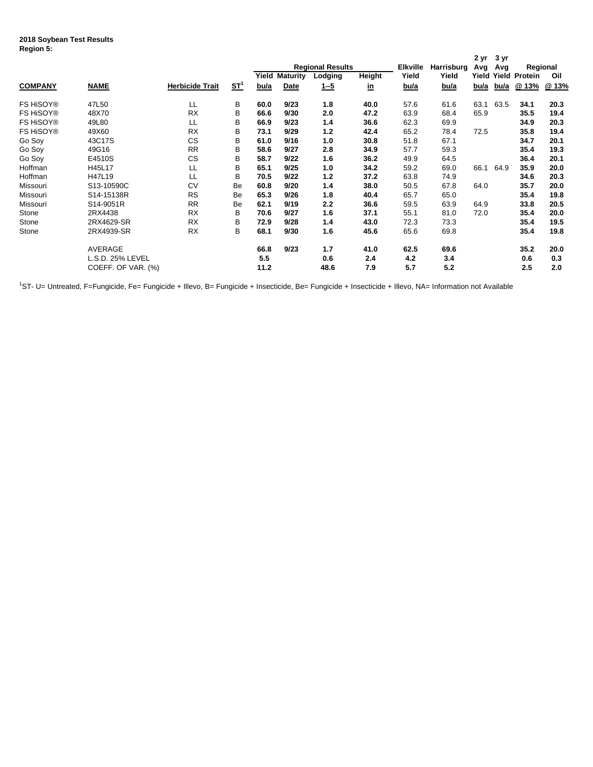**2018 Soybean Test Results**
**Region 5:**

| | | | | Regional Results | | | | Elkville | Harrisburg | 2 yr Avg | 3 yr Avg | Regional | |
|---|---|---|---|---|---|---|---|---|---|---|---|---|---|
| | | | | Yield | Maturity | Lodging | Height | Yield | Yield | Yield | Yield | Protein | Oil |
| **COMPANY** | **NAME** | **Herbicide Trait** | **ST[1]** | **bu/a** | **Date** | **1--5** | **in** | **bu/a** | **bu/a** | **bu/a** | **bu/a** | **@ 13%** | **@ 13%** |
| FS HiSOY® | 47L50 | LL | B | **60.0** | **9/23** | **1.8** | **40.0** | 57.6 | 61.6 | 63.1 | 63.5 | **34.1** | **20.3** |
| FS HiSOY® | 48X70 | RX | B | **66.6** | **9/30** | **2.0** | **47.2** | 63.9 | 68.4 | 65.9 | | **35.5** | **19.4** |
| FS HiSOY® | 49L80 | LL | B | **66.9** | **9/23** | **1.4** | **36.6** | 62.3 | 69.9 | | | **34.9** | **20.3** |
| FS HiSOY® | 49X60 | RX | B | **73.1** | **9/29** | **1.2** | **42.4** | 65.2 | 78.4 | 72.5 | | **35.8** | **19.4** |
| Go Soy | 43C17S | CS | B | **61.0** | **9/16** | **1.0** | **30.8** | 51.8 | 67.1 | | | **34.7** | **20.1** |
| Go Soy | 49G16 | RR | B | **58.6** | **9/27** | **2.8** | **34.9** | 57.7 | 59.3 | | | **35.4** | **19.3** |
| Go Soy | E4510S | CS | B | **58.7** | **9/22** | **1.6** | **36.2** | 49.9 | 64.5 | | | **36.4** | **20.1** |
| Hoffman | H45L17 | LL | B | **65.1** | **9/25** | **1.0** | **34.2** | 59.2 | 69.0 | 66.1 | 64.9 | **35.9** | **20.0** |
| Hoffman | H47L19 | LL | B | **70.5** | **9/22** | **1.2** | **37.2** | 63.8 | 74.9 | | | **34.6** | **20.3** |
| Missouri | S13-10590C | CV | Be | **60.8** | **9/20** | **1.4** | **38.0** | 50.5 | 67.8 | 64.0 | | **35.7** | **20.0** |
| Missouri | S14-15138R | RS | Be | **65.3** | **9/26** | **1.8** | **40.4** | 65.7 | 65.0 | | | **35.4** | **19.8** |
| Missouri | S14-9051R | RR | Be | **62.1** | **9/19** | **2.2** | **36.6** | 59.5 | 63.9 | 64.9 | | **33.8** | **20.5** |
| Stone | 2RX4438 | RX | B | **70.6** | **9/27** | **1.6** | **37.1** | 55.1 | 81.0 | 72.0 | | **35.4** | **20.0** |
| Stone | 2RX4629-SR | RX | B | **72.9** | **9/28** | **1.4** | **43.0** | 72.3 | 73.3 | | | **35.4** | **19.5** |
| Stone | 2RX4939-SR | RX | B | **68.1** | **9/30** | **1.6** | **45.6** | 65.6 | 69.8 | | | **35.4** | **19.8** |
| | AVERAGE | | | **66.8** | **9/23** | **1.7** | **41.0** | **62.5** | **69.6** | | | **35.2** | **20.0** |
| | L.S.D. 25% LEVEL | | | **5.5** | | **0.6** | **2.4** | **4.2** | **3.4** | | | **0.6** | **0.3** |
| | COEFF. OF VAR. (%) | | | **11.2** | | **48.6** | **7.9** | **5.7** | **5.2** | | | **2.5** | **2.0** |

[1]ST- U= Untreated, F=Fungicide, Fe= Fungicide + Illevo, B= Fungicide + Insecticide, Be= Fungicide + Insecticide + Illevo, NA= Information not Available